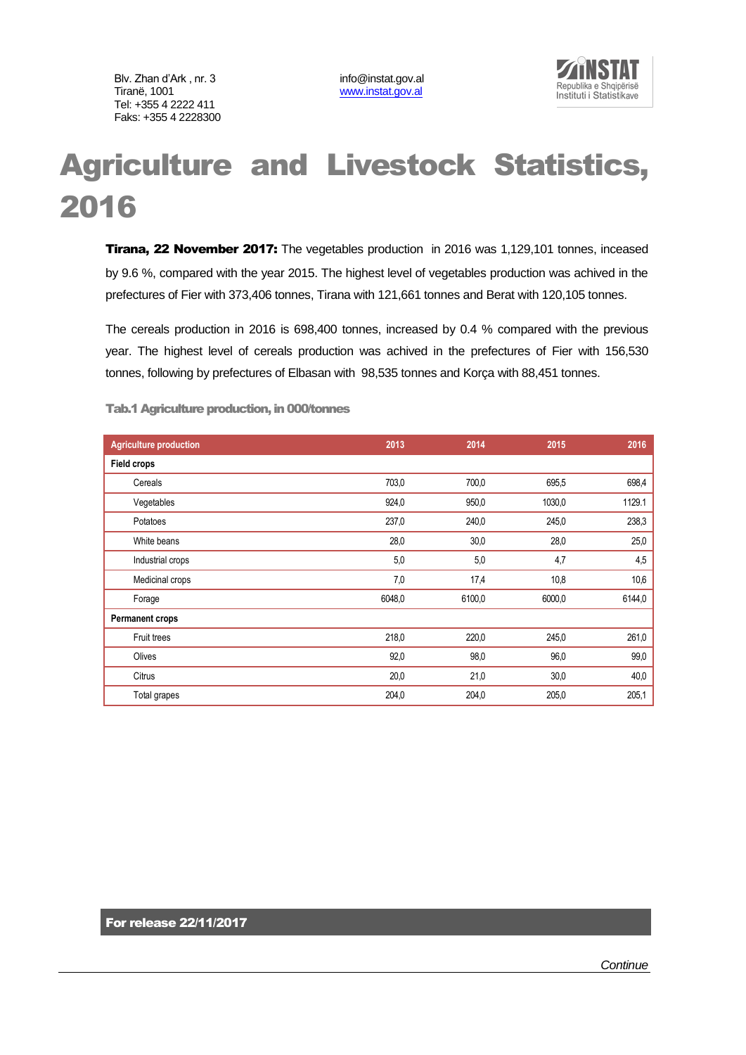Blv. Zhan d'Ark , nr. 3
Tiranë, 1001
Tel: +355 4 2222 411
Faks: +355 4 2228300

info@instat.gov.al
www.instat.gov.al

# Agriculture and Livestock Statistics, 2016

**Tirana, 22 November 2017:** The vegetables production in 2016 was 1,129,101 tonnes, inceased by 9.6 %, compared with the year 2015. The highest level of vegetables production was achived in the prefectures of Fier with 373,406 tonnes, Tirana with 121,661 tonnes and Berat with 120,105 tonnes.

The cereals production in 2016 is 698,400 tonnes, increased by 0.4 % compared with the previous year. The highest level of cereals production was achived in the prefectures of Fier with 156,530 tonnes, following by prefectures of Elbasan with 98,535 tonnes and Korça with 88,451 tonnes.

**Tab.1 Agriculture production, in 000/tonnes**

| Agriculture production | 2013 | 2014 | 2015 | 2016 |
|---|---|---|---|---|
| **Field crops** | | | | |
| Cereals | 703,0 | 700,0 | 695,5 | 698,4 |
| Vegetables | 924,0 | 950,0 | 1030,0 | 1129.1 |
| Potatoes | 237,0 | 240,0 | 245,0 | 238,3 |
| White beans | 28,0 | 30,0 | 28,0 | 25,0 |
| Industrial crops | 5,0 | 5,0 | 4,7 | 4,5 |
| Medicinal crops | 7,0 | 17,4 | 10,8 | 10,6 |
| Forage | 6048,0 | 6100,0 | 6000,0 | 6144,0 |
| **Permanent crops** | | | | |
| Fruit trees | 218,0 | 220,0 | 245,0 | 261,0 |
| Olives | 92,0 | 98,0 | 96,0 | 99,0 |
| Citrus | 20,0 | 21,0 | 30,0 | 40,0 |
| Total grapes | 204,0 | 204,0 | 205,0 | 205,1 |

**For release 22/11/2017**

*Continue*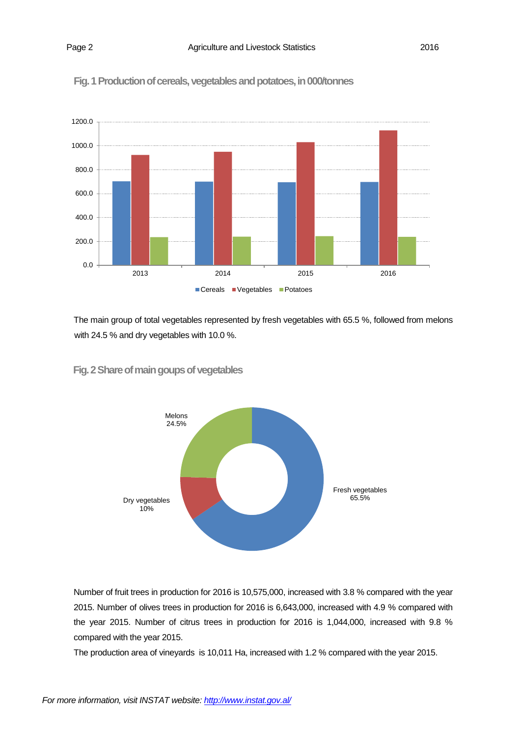**Fig. 1 Production of cereals, vegetables and potatoes, in 000/tonnes**

The main group of total vegetables represented by fresh vegetables with 65.5 %, followed from melons with 24.5 % and dry vegetables with 10.0 %.

**Fig. 2 Share of main goups of vegetables**

Number of fruit trees in production for 2016 is 10,575,000, increased with 3.8 % compared with the year 2015. Number of olives trees in production for 2016 is 6,643,000, increased with 4.9 % compared with the year 2015. Number of citrus trees in production for 2016 is 1,044,000, increased with 9.8 % compared with the year 2015.

The production area of vineyards is 10,011 Ha, increased with 1.2 % compared with the year 2015.

*For more information, visit INSTAT website: [http://www.instat.gov.al/](http://www.instat.gov.al/)*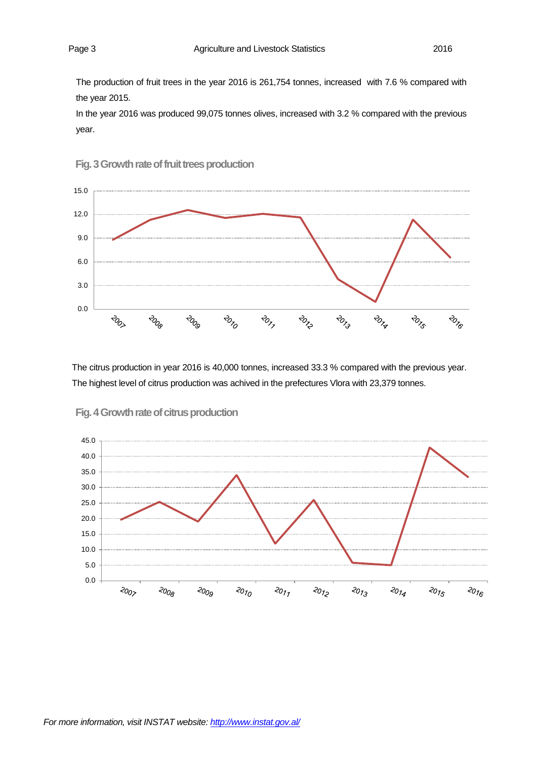The production of fruit trees in the year 2016 is 261,754 tonnes, increased with 7.6 % compared with the year 2015.

In the year 2016 was produced 99,075 tonnes olives, increased with 3.2 % compared with the previous year.

**Fig. 3 Growth rate of fruit trees production**

The citrus production in year 2016 is 40,000 tonnes, increased 33.3 % compared with the previous year. The highest level of citrus production was achived in the prefectures Vlora with 23,379 tonnes.

**Fig. 4 Growth rate of citrus production**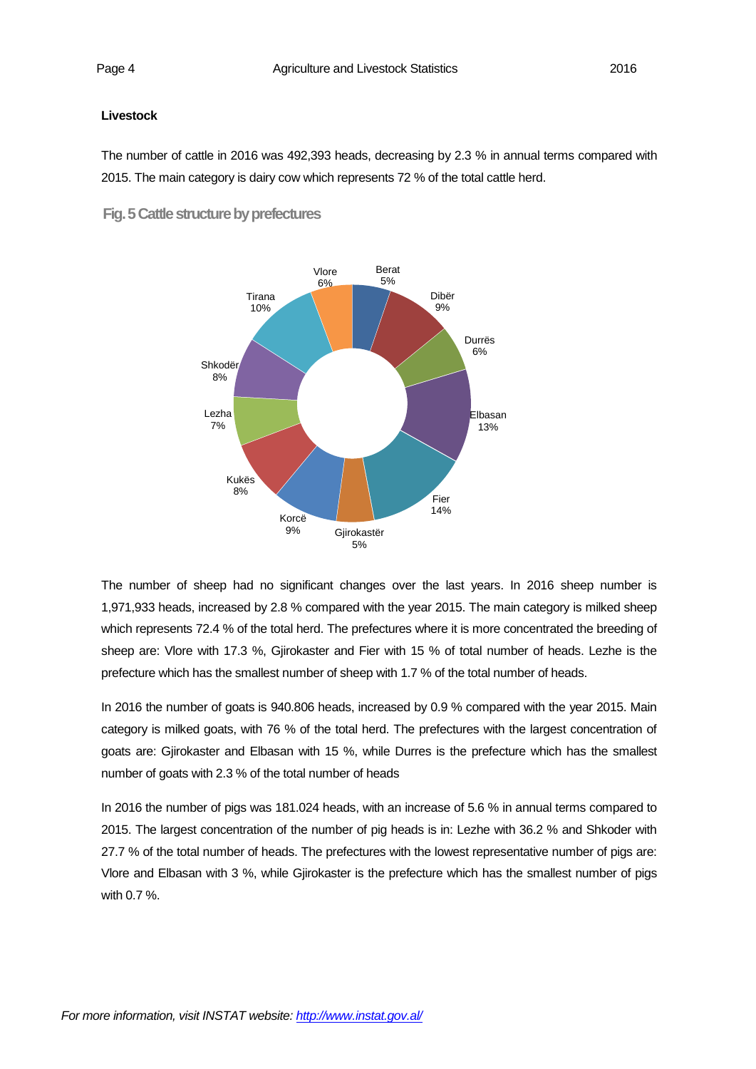**Livestock**

The number of cattle in 2016 was 492,393 heads, decreasing by 2.3 % in annual terms compared with 2015. The main category is dairy cow which represents 72 % of the total cattle herd.

**Fig. 5 Cattle structure by prefectures**

The number of sheep had no significant changes over the last years. In 2016 sheep number is 1,971,933 heads, increased by 2.8 % compared with the year 2015. The main category is milked sheep which represents 72.4 % of the total herd. The prefectures where it is more concentrated the breeding of sheep are: Vlore with 17.3 %, Gjirokaster and Fier with 15 % of total number of heads. Lezhe is the prefecture which has the smallest number of sheep with 1.7 % of the total number of heads.

In 2016 the number of goats is 940.806 heads, increased by 0.9 % compared with the year 2015. Main category is milked goats, with 76 % of the total herd. The prefectures with the largest concentration of goats are: Gjirokaster and Elbasan with 15 %, while Durres is the prefecture which has the smallest number of goats with 2.3 % of the total number of heads

In 2016 the number of pigs was 181.024 heads, with an increase of 5.6 % in annual terms compared to 2015. The largest concentration of the number of pig heads is in: Lezhe with 36.2 % and Shkoder with 27.7 % of the total number of heads. The prefectures with the lowest representative number of pigs are: Vlore and Elbasan with 3 %, while Gjirokaster is the prefecture which has the smallest number of pigs with 0.7 %.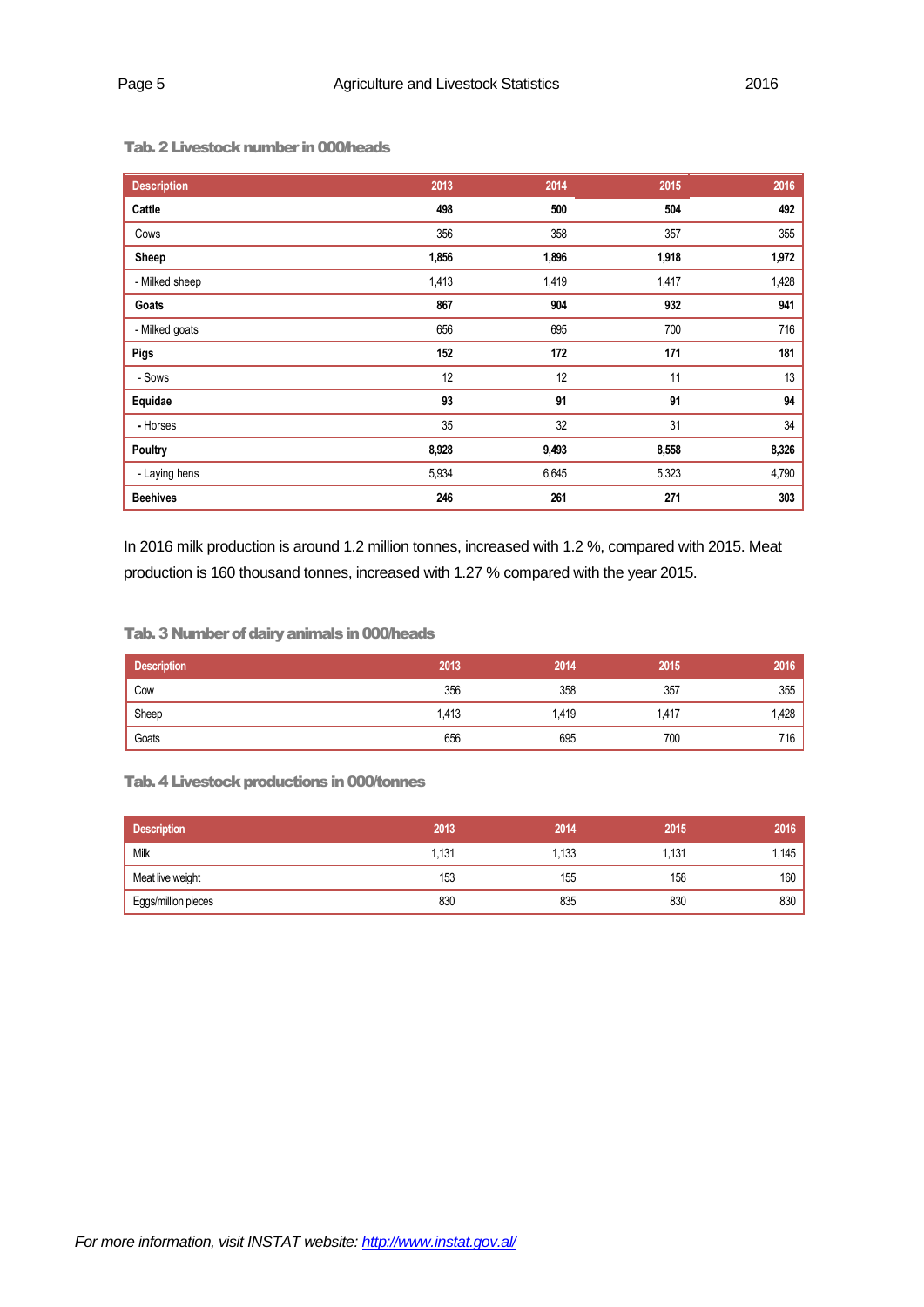Tab. 2 Livestock number in 000/heads

| Description | 2013 | 2014 | 2015 | 2016 |
|---|---|---|---|---|
| **Cattle** | **498** | **500** | **504** | **492** |
| Cows | 356 | 358 | 357 | 355 |
| **Sheep** | **1,856** | **1,896** | **1,918** | **1,972** |
| - Milked sheep | 1,413 | 1,419 | 1,417 | 1,428 |
| **Goats** | **867** | **904** | **932** | **941** |
| - Milked goats | 656 | 695 | 700 | 716 |
| **Pigs** | **152** | **172** | **171** | **181** |
| - Sows | 12 | 12 | 11 | 13 |
| **Equidae** | **93** | **91** | **91** | **94** |
| - Horses | 35 | 32 | 31 | 34 |
| **Poultry** | **8,928** | **9,493** | **8,558** | **8,326** |
| - Laying hens | 5,934 | 6,645 | 5,323 | 4,790 |
| **Beehives** | **246** | **261** | **271** | **303** |

In 2016 milk production is around 1.2 million tonnes, increased with 1.2 %, compared with 2015. Meat production is 160 thousand tonnes, increased with 1.27 % compared with the year 2015.

Tab. 3 Number of dairy animals in 000/heads

| Description | 2013 | 2014 | 2015 | 2016 |
|---|---|---|---|---|
| Cow | 356 | 358 | 357 | 355 |
| Sheep | 1,413 | 1,419 | 1,417 | 1,428 |
| Goats | 656 | 695 | 700 | 716 |

Tab. 4 Livestock productions in 000/tonnes

| Description | 2013 | 2014 | 2015 | 2016 |
|---|---|---|---|---|
| Milk | 1,131 | 1,133 | 1,131 | 1,145 |
| Meat live weight | 153 | 155 | 158 | 160 |
| Eggs/million pieces | 830 | 835 | 830 | 830 |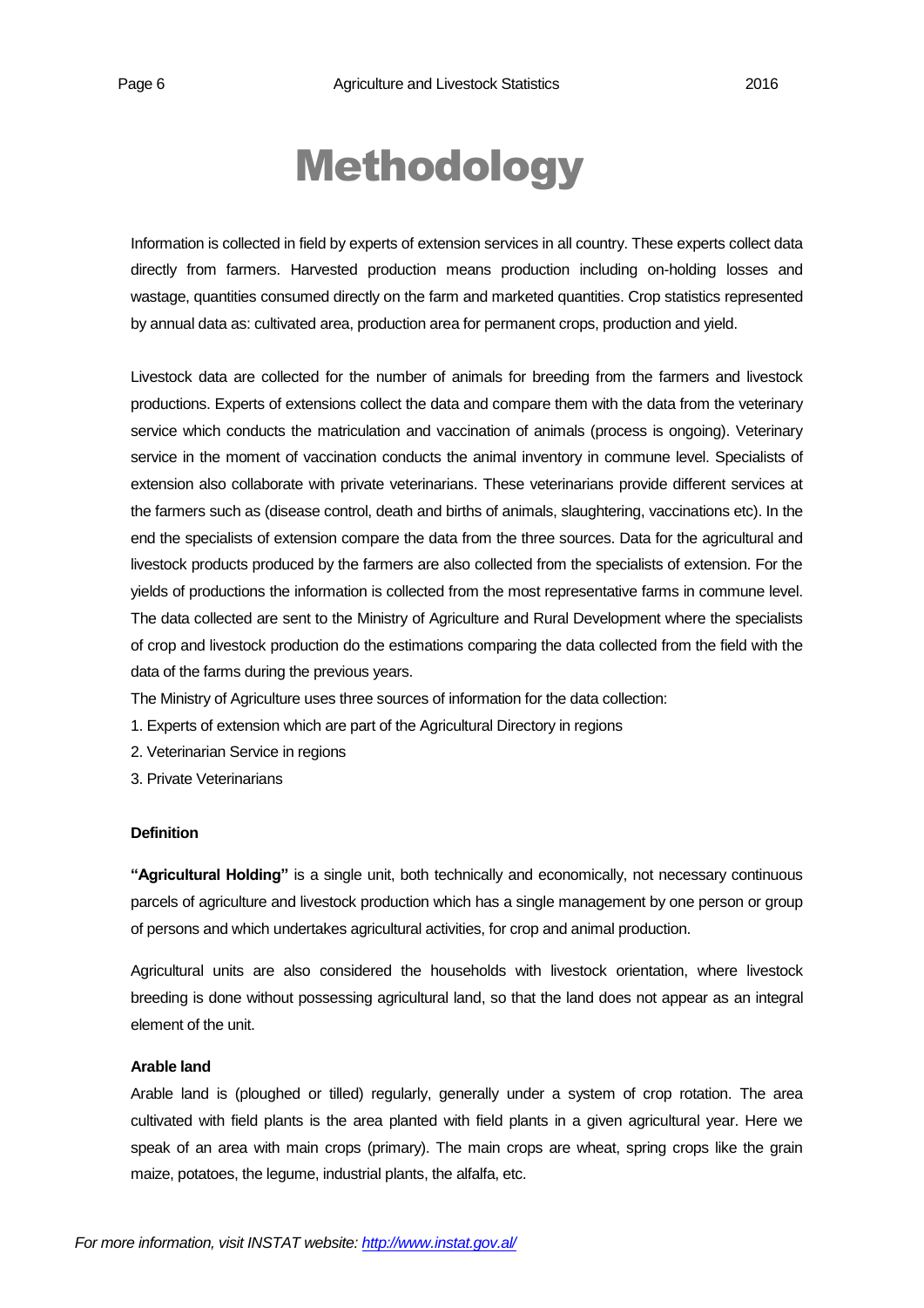# Methodology

Information is collected in field by experts of extension services in all country. These experts collect data directly from farmers. Harvested production means production including on-holding losses and wastage, quantities consumed directly on the farm and marketed quantities. Crop statistics represented by annual data as: cultivated area, production area for permanent crops, production and yield.

Livestock data are collected for the number of animals for breeding from the farmers and livestock productions. Experts of extensions collect the data and compare them with the data from the veterinary service which conducts the matriculation and vaccination of animals (process is ongoing). Veterinary service in the moment of vaccination conducts the animal inventory in commune level. Specialists of extension also collaborate with private veterinarians. These veterinarians provide different services at the farmers such as (disease control, death and births of animals, slaughtering, vaccinations etc). In the end the specialists of extension compare the data from the three sources. Data for the agricultural and livestock products produced by the farmers are also collected from the specialists of extension. For the yields of productions the information is collected from the most representative farms in commune level. The data collected are sent to the Ministry of Agriculture and Rural Development where the specialists of crop and livestock production do the estimations comparing the data collected from the field with the data of the farms during the previous years.

The Ministry of Agriculture uses three sources of information for the data collection:

1. Experts of extension which are part of the Agricultural Directory in regions
2. Veterinarian Service in regions
3. Private Veterinarians

**Definition**

**"Agricultural Holding"** is a single unit, both technically and economically, not necessary continuous parcels of agriculture and livestock production which has a single management by one person or group of persons and which undertakes agricultural activities, for crop and animal production.

Agricultural units are also considered the households with livestock orientation, where livestock breeding is done without possessing agricultural land, so that the land does not appear as an integral element of the unit.

**Arable land**

Arable land is (ploughed or tilled) regularly, generally under a system of crop rotation. The area cultivated with field plants is the area planted with field plants in a given agricultural year. Here we speak of an area with main crops (primary). The main crops are wheat, spring crops like the grain maize, potatoes, the legume, industrial plants, the alfalfa, etc.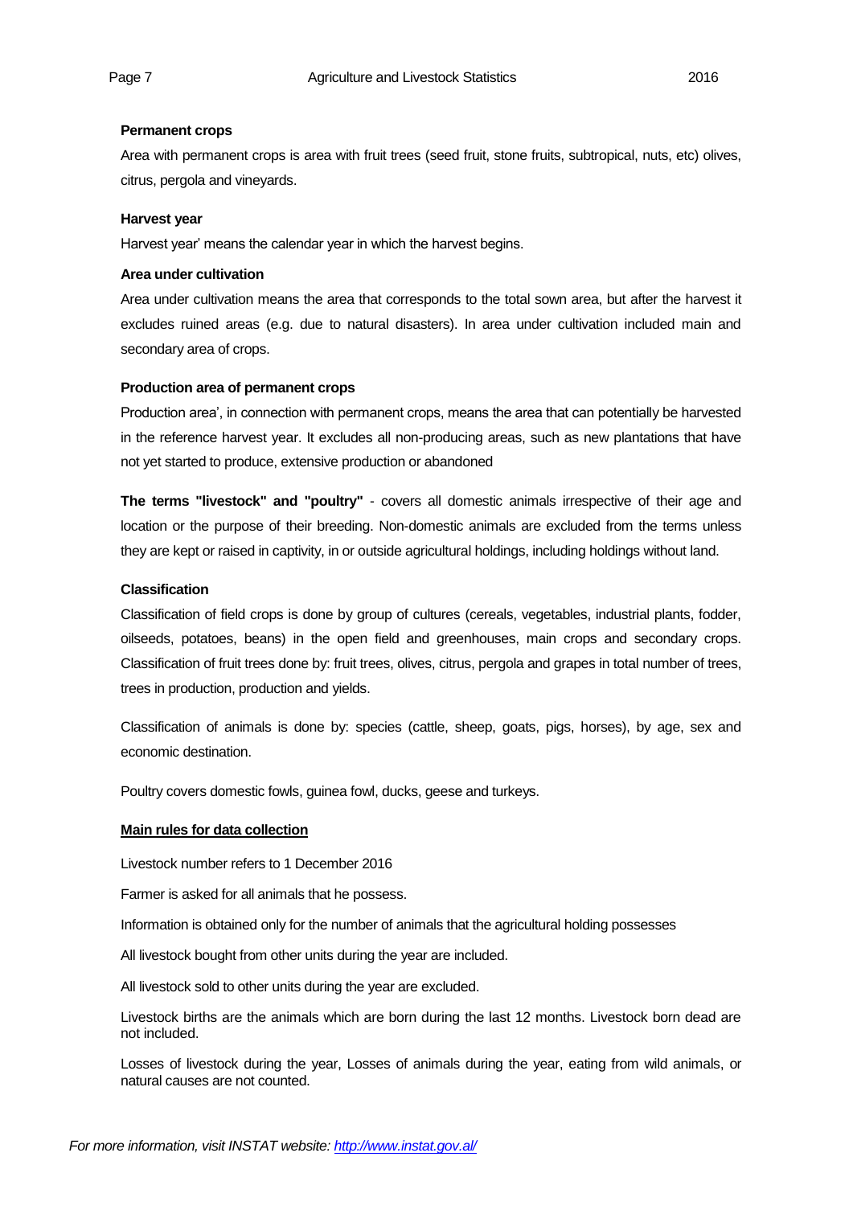**Permanent crops**

Area with permanent crops is area with fruit trees (seed fruit, stone fruits, subtropical, nuts, etc) olives, citrus, pergola and vineyards.

**Harvest year**

Harvest year' means the calendar year in which the harvest begins.

**Area under cultivation**

Area under cultivation means the area that corresponds to the total sown area, but after the harvest it excludes ruined areas (e.g. due to natural disasters). In area under cultivation included main and secondary area of crops.

**Production area of permanent crops**

Production area', in connection with permanent crops, means the area that can potentially be harvested in the reference harvest year. It excludes all non-producing areas, such as new plantations that have not yet started to produce, extensive production or abandoned

**The terms "livestock" and "poultry"** - covers all domestic animals irrespective of their age and location or the purpose of their breeding. Non-domestic animals are excluded from the terms unless they are kept or raised in captivity, in or outside agricultural holdings, including holdings without land.

**Classification**

Classification of field crops is done by group of cultures (cereals, vegetables, industrial plants, fodder, oilseeds, potatoes, beans) in the open field and greenhouses, main crops and secondary crops. Classification of fruit trees done by: fruit trees, olives, citrus, pergola and grapes in total number of trees, trees in production, production and yields.

Classification of animals is done by: species (cattle, sheep, goats, pigs, horses), by age, sex and economic destination.

Poultry covers domestic fowls, guinea fowl, ducks, geese and turkeys.

**Main rules for data collection**

Livestock number refers to 1 December 2016

Farmer is asked for all animals that he possess.

Information is obtained only for the number of animals that the agricultural holding possesses

All livestock bought from other units during the year are included.

All livestock sold to other units during the year are excluded.

Livestock births are the animals which are born during the last 12 months. Livestock born dead are not included.

Losses of livestock during the year, Losses of animals during the year, eating from wild animals, or natural causes are not counted.

*For more information, visit INSTAT website: http://www.instat.gov.al/*